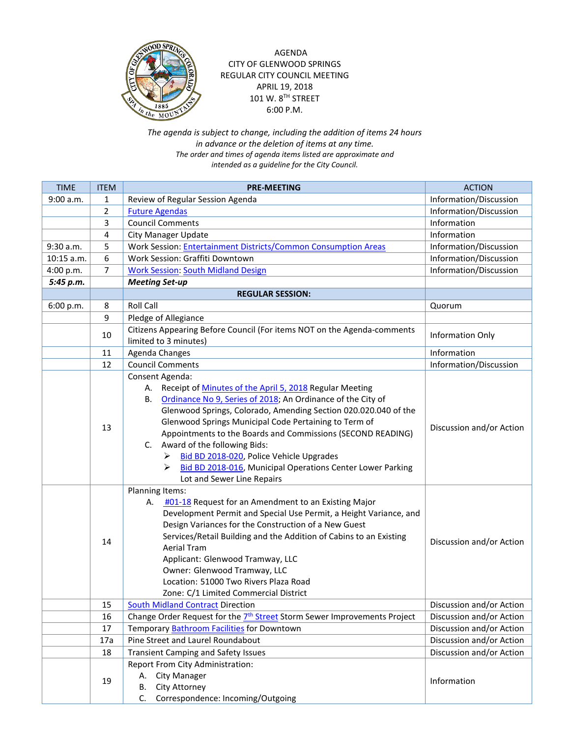AGENDA
CITY OF GLENWOOD SPRINGS
REGULAR CITY COUNCIL MEETING
APRIL 19, 2018
101 W. 8TH STREET
6:00 P.M.

*The agenda is subject to change, including the addition of items 24 hours in advance or the deletion of items at any time.*
*The order and times of agenda items listed are approximate and intended as a guideline for the City Council.*

| TIME | ITEM | PRE-MEETING | ACTION |
|---|---|---|---|
| 9:00 a.m. | 1 | Review of Regular Session Agenda | Information/Discussion |
| | 2 | Future Agendas | Information/Discussion |
| | 3 | Council Comments | Information |
| | 4 | City Manager Update | Information |
| 9:30 a.m. | 5 | Work Session: Entertainment Districts/Common Consumption Areas | Information/Discussion |
| 10:15 a.m. | 6 | Work Session: Graffiti Downtown | Information/Discussion |
| 4:00 p.m. | 7 | Work Session: South Midland Design | Information/Discussion |
| ***5:45 p.m.*** | | ***Meeting Set-up*** | |
| | | **REGULAR SESSION:** | |
| 6:00 p.m. | 8 | Roll Call | Quorum |
| | 9 | Pledge of Allegiance | |
| | 10 | Citizens Appearing Before Council (For items NOT on the Agenda-comments limited to 3 minutes) | Information Only |
| | 11 | Agenda Changes | Information |
| | 12 | Council Comments | Information/Discussion |
| | 13 | Consent Agenda:<br>A. Receipt of Minutes of the April 5, 2018 Regular Meeting<br>B. Ordinance No 9, Series of 2018; An Ordinance of the City of Glenwood Springs, Colorado, Amending Section 020.020.040 of the Glenwood Springs Municipal Code Pertaining to Term of Appointments to the Boards and Commissions (SECOND READING)<br>C. Award of the following Bids:<br>➢ Bid BD 2018-020, Police Vehicle Upgrades<br>➢ Bid BD 2018-016, Municipal Operations Center Lower Parking Lot and Sewer Line Repairs | Discussion and/or Action |
| | 14 | Planning Items:<br>A. #01-18 Request for an Amendment to an Existing Major Development Permit and Special Use Permit, a Height Variance, and Design Variances for the Construction of a New Guest Services/Retail Building and the Addition of Cabins to an Existing Aerial Tram<br>Applicant: Glenwood Tramway, LLC<br>Owner: Glenwood Tramway, LLC<br>Location: 51000 Two Rivers Plaza Road<br>Zone: C/1 Limited Commercial District | Discussion and/or Action |
| | 15 | South Midland Contract Direction | Discussion and/or Action |
| | 16 | Change Order Request for the 7th Street Storm Sewer Improvements Project | Discussion and/or Action |
| | 17 | Temporary Bathroom Facilities for Downtown | Discussion and/or Action |
| | 17a | Pine Street and Laurel Roundabout | Discussion and/or Action |
| | 18 | Transient Camping and Safety Issues | Discussion and/or Action |
| | 19 | Report From City Administration:<br>A. City Manager<br>B. City Attorney<br>C. Correspondence: Incoming/Outgoing | Information |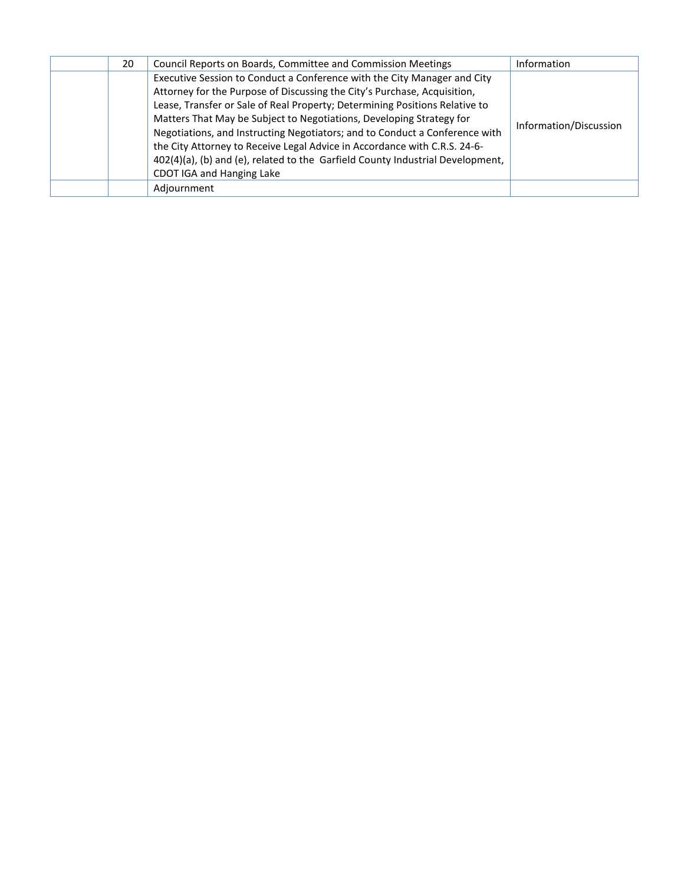| | | | |
|---|---|---|---|
| | 20 | Council Reports on Boards, Committee and Commission Meetings | Information |
| | | Executive Session to Conduct a Conference with the City Manager and City Attorney for the Purpose of Discussing the City's Purchase, Acquisition, Lease, Transfer or Sale of Real Property; Determining Positions Relative to Matters That May be Subject to Negotiations, Developing Strategy for Negotiations, and Instructing Negotiators; and to Conduct a Conference with the City Attorney to Receive Legal Advice in Accordance with C.R.S. 24-6-402(4)(a), (b) and (e), related to the Garfield County Industrial Development, CDOT IGA and Hanging Lake | Information/Discussion |
| | | Adjournment | |